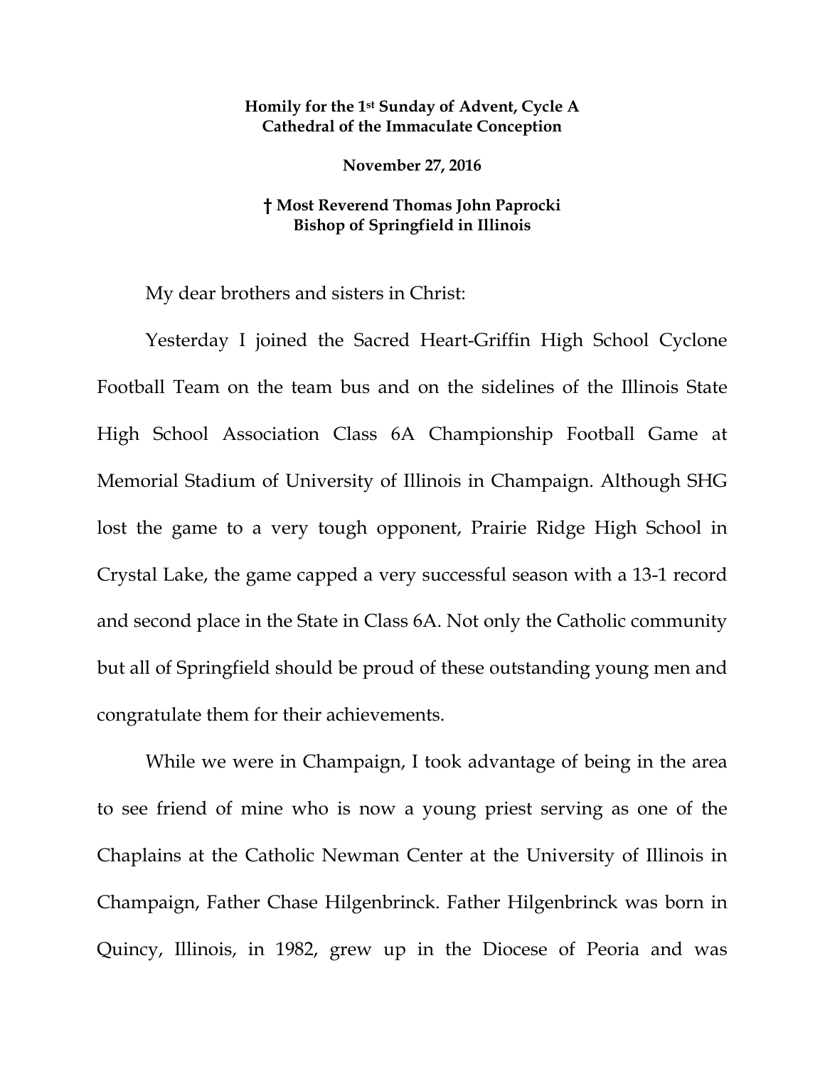**Homily for the 1st Sunday of Advent, Cycle A**
**Cathedral of the Immaculate Conception**

**November 27, 2016**

**† Most Reverend Thomas John Paprocki**
**Bishop of Springfield in Illinois**

My dear brothers and sisters in Christ:

Yesterday I joined the Sacred Heart-Griffin High School Cyclone Football Team on the team bus and on the sidelines of the Illinois State High School Association Class 6A Championship Football Game at Memorial Stadium of University of Illinois in Champaign. Although SHG lost the game to a very tough opponent, Prairie Ridge High School in Crystal Lake, the game capped a very successful season with a 13-1 record and second place in the State in Class 6A. Not only the Catholic community but all of Springfield should be proud of these outstanding young men and congratulate them for their achievements.

While we were in Champaign, I took advantage of being in the area to see friend of mine who is now a young priest serving as one of the Chaplains at the Catholic Newman Center at the University of Illinois in Champaign, Father Chase Hilgenbrinck. Father Hilgenbrinck was born in Quincy, Illinois, in 1982, grew up in the Diocese of Peoria and was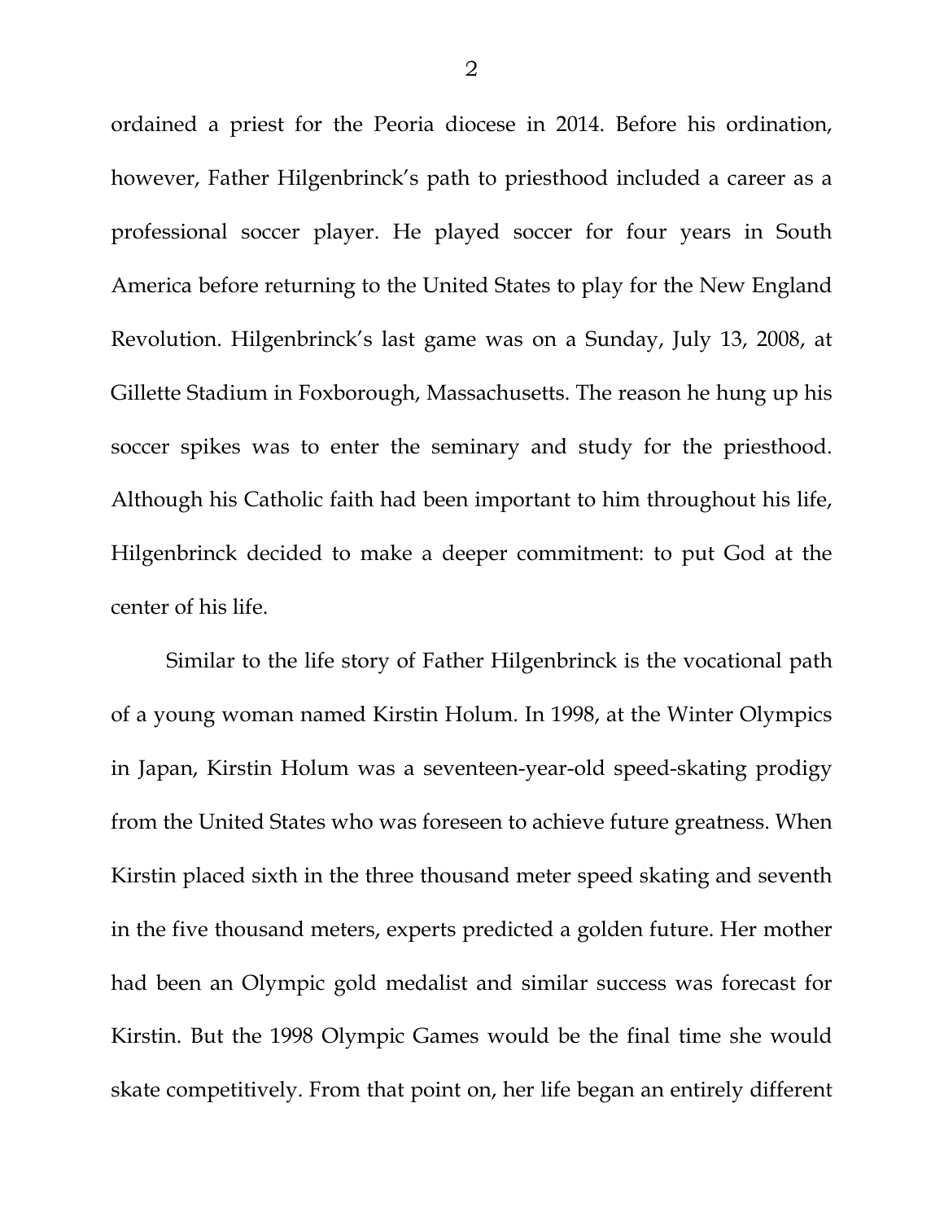ordained a priest for the Peoria diocese in 2014. Before his ordination, however, Father Hilgenbrinck's path to priesthood included a career as a professional soccer player. He played soccer for four years in South America before returning to the United States to play for the New England Revolution. Hilgenbrinck's last game was on a Sunday, July 13, 2008, at Gillette Stadium in Foxborough, Massachusetts. The reason he hung up his soccer spikes was to enter the seminary and study for the priesthood. Although his Catholic faith had been important to him throughout his life, Hilgenbrinck decided to make a deeper commitment: to put God at the center of his life.

Similar to the life story of Father Hilgenbrinck is the vocational path of a young woman named Kirstin Holum. In 1998, at the Winter Olympics in Japan, Kirstin Holum was a seventeen-year-old speed-skating prodigy from the United States who was foreseen to achieve future greatness. When Kirstin placed sixth in the three thousand meter speed skating and seventh in the five thousand meters, experts predicted a golden future. Her mother had been an Olympic gold medalist and similar success was forecast for Kirstin. But the 1998 Olympic Games would be the final time she would skate competitively. From that point on, her life began an entirely different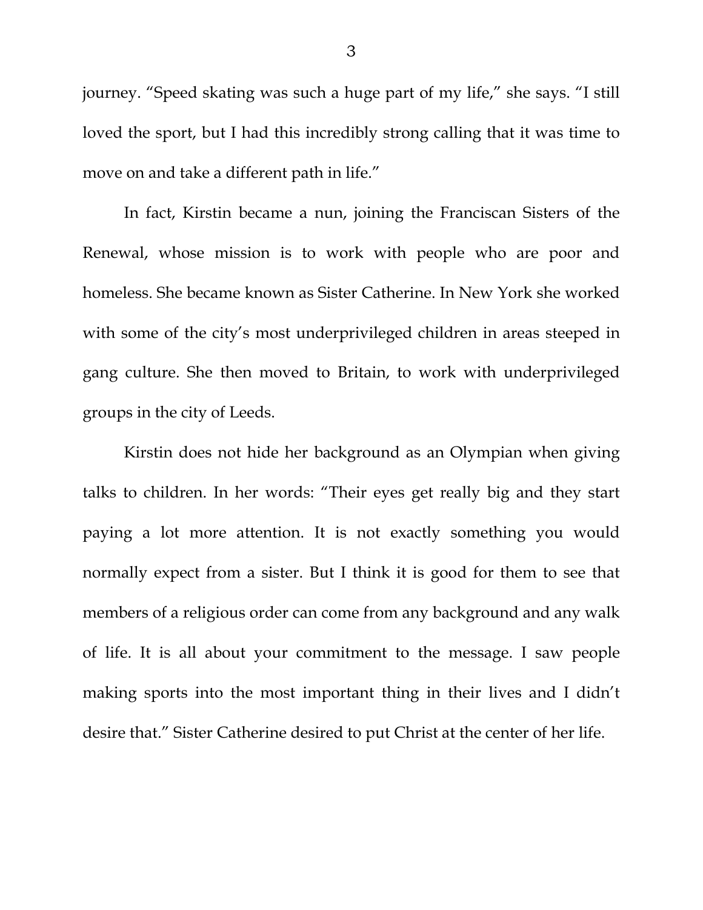journey. "Speed skating was such a huge part of my life," she says. "I still loved the sport, but I had this incredibly strong calling that it was time to move on and take a different path in life."

In fact, Kirstin became a nun, joining the Franciscan Sisters of the Renewal, whose mission is to work with people who are poor and homeless. She became known as Sister Catherine. In New York she worked with some of the city's most underprivileged children in areas steeped in gang culture. She then moved to Britain, to work with underprivileged groups in the city of Leeds.

Kirstin does not hide her background as an Olympian when giving talks to children. In her words: "Their eyes get really big and they start paying a lot more attention. It is not exactly something you would normally expect from a sister. But I think it is good for them to see that members of a religious order can come from any background and any walk of life. It is all about your commitment to the message. I saw people making sports into the most important thing in their lives and I didn't desire that." Sister Catherine desired to put Christ at the center of her life.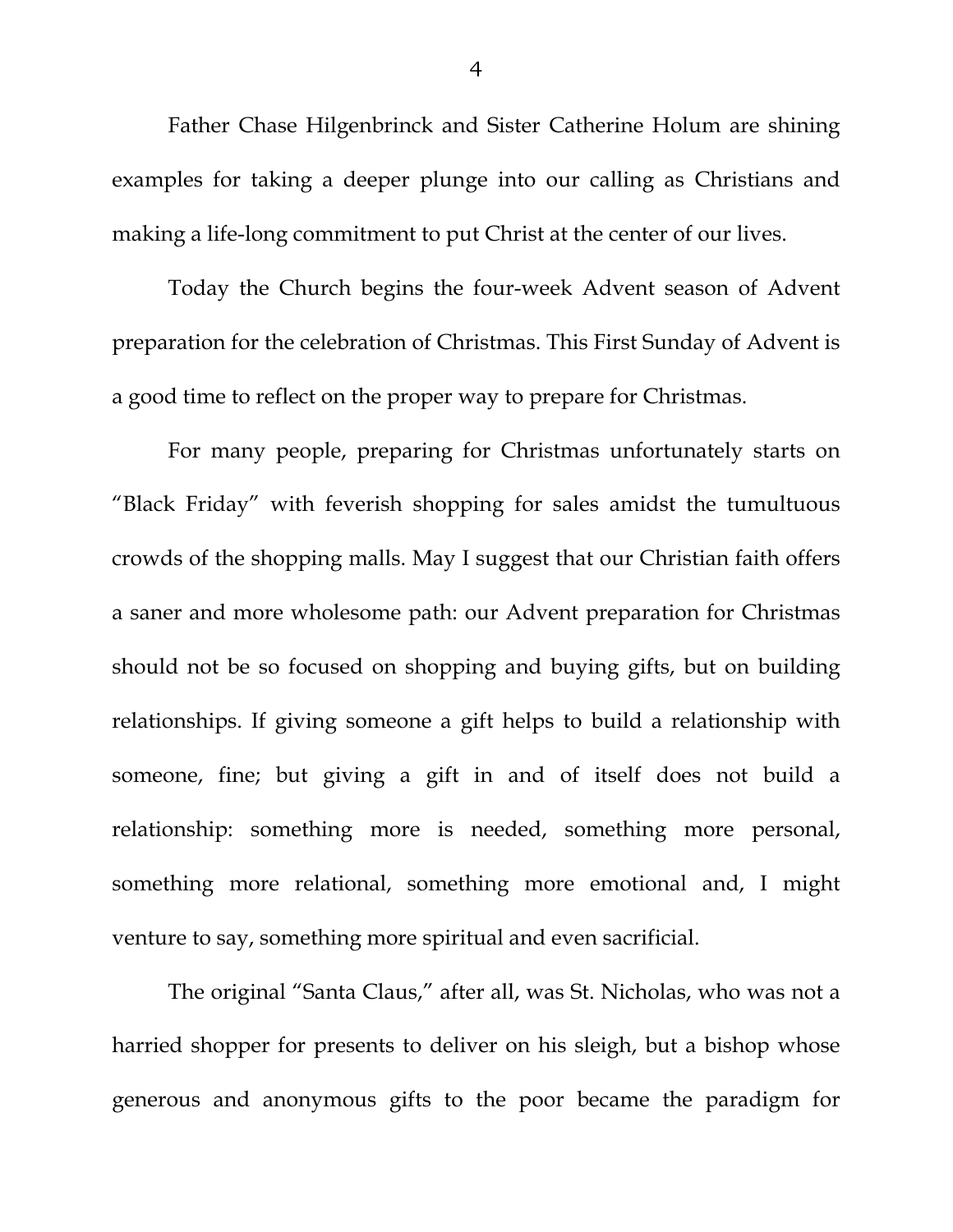Father Chase Hilgenbrinck and Sister Catherine Holum are shining examples for taking a deeper plunge into our calling as Christians and making a life-long commitment to put Christ at the center of our lives.

Today the Church begins the four-week Advent season of Advent preparation for the celebration of Christmas. This First Sunday of Advent is a good time to reflect on the proper way to prepare for Christmas.

For many people, preparing for Christmas unfortunately starts on "Black Friday" with feverish shopping for sales amidst the tumultuous crowds of the shopping malls. May I suggest that our Christian faith offers a saner and more wholesome path: our Advent preparation for Christmas should not be so focused on shopping and buying gifts, but on building relationships. If giving someone a gift helps to build a relationship with someone, fine; but giving a gift in and of itself does not build a relationship: something more is needed, something more personal, something more relational, something more emotional and, I might venture to say, something more spiritual and even sacrificial.

The original "Santa Claus," after all, was St. Nicholas, who was not a harried shopper for presents to deliver on his sleigh, but a bishop whose generous and anonymous gifts to the poor became the paradigm for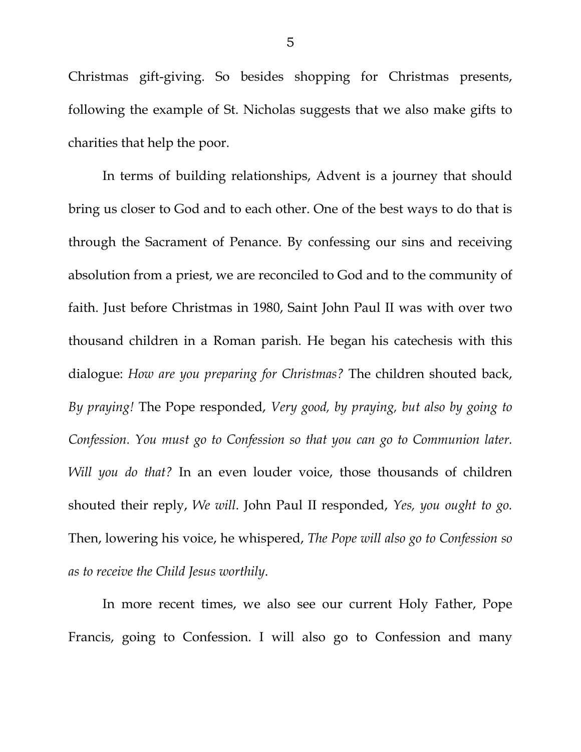Christmas gift-giving. So besides shopping for Christmas presents, following the example of St. Nicholas suggests that we also make gifts to charities that help the poor.

In terms of building relationships, Advent is a journey that should bring us closer to God and to each other. One of the best ways to do that is through the Sacrament of Penance. By confessing our sins and receiving absolution from a priest, we are reconciled to God and to the community of faith. Just before Christmas in 1980, Saint John Paul II was with over two thousand children in a Roman parish. He began his catechesis with this dialogue: *How are you preparing for Christmas?* The children shouted back, *By praying!* The Pope responded, *Very good, by praying, but also by going to Confession. You must go to Confession so that you can go to Communion later. Will you do that?* In an even louder voice, those thousands of children shouted their reply, *We will*. John Paul II responded, *Yes, you ought to go.* Then, lowering his voice, he whispered, *The Pope will also go to Confession so as to receive the Child Jesus worthily*.

In more recent times, we also see our current Holy Father, Pope Francis, going to Confession. I will also go to Confession and many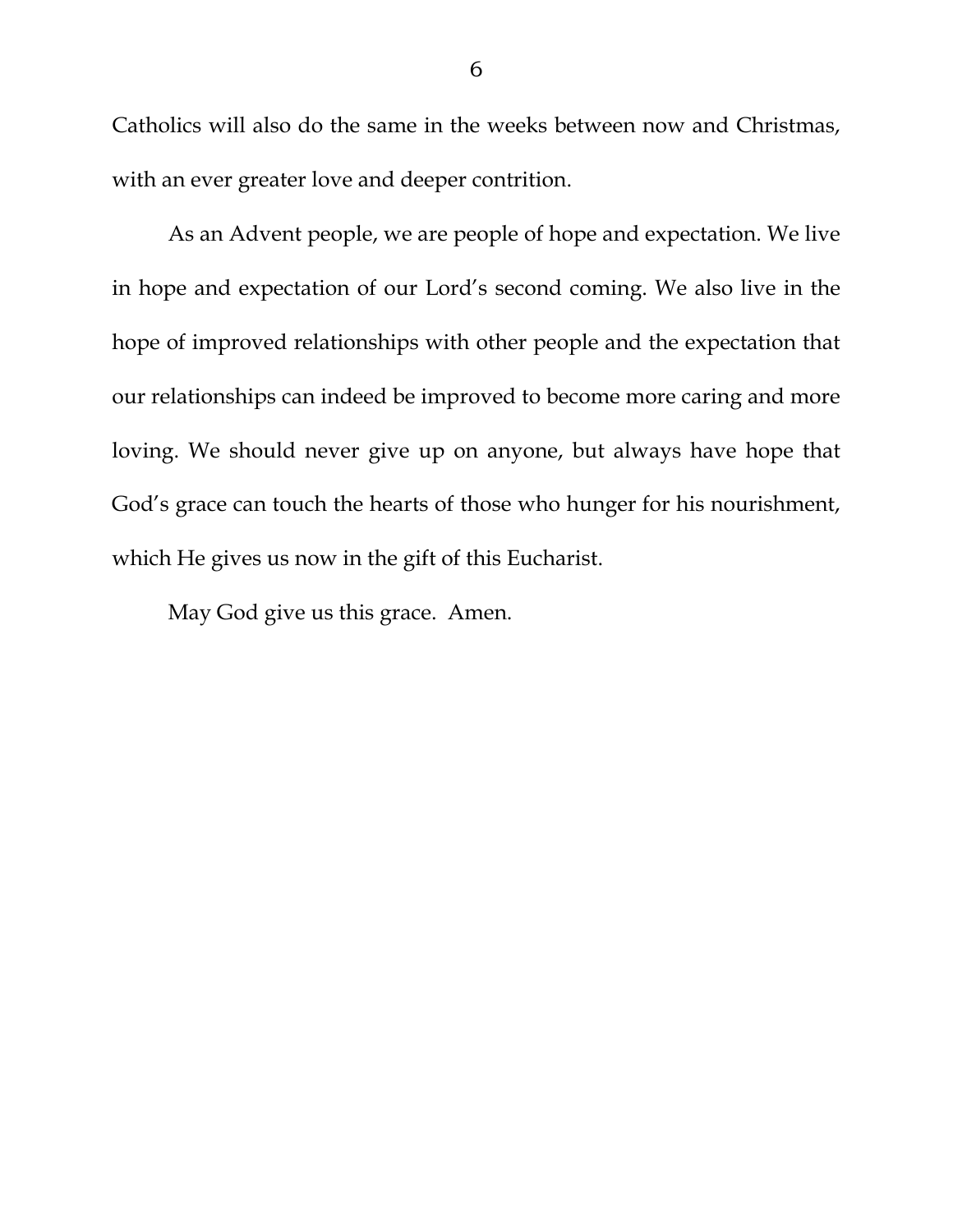Catholics will also do the same in the weeks between now and Christmas, with an ever greater love and deeper contrition.

As an Advent people, we are people of hope and expectation. We live in hope and expectation of our Lord's second coming. We also live in the hope of improved relationships with other people and the expectation that our relationships can indeed be improved to become more caring and more loving. We should never give up on anyone, but always have hope that God's grace can touch the hearts of those who hunger for his nourishment, which He gives us now in the gift of this Eucharist.

May God give us this grace. Amen.